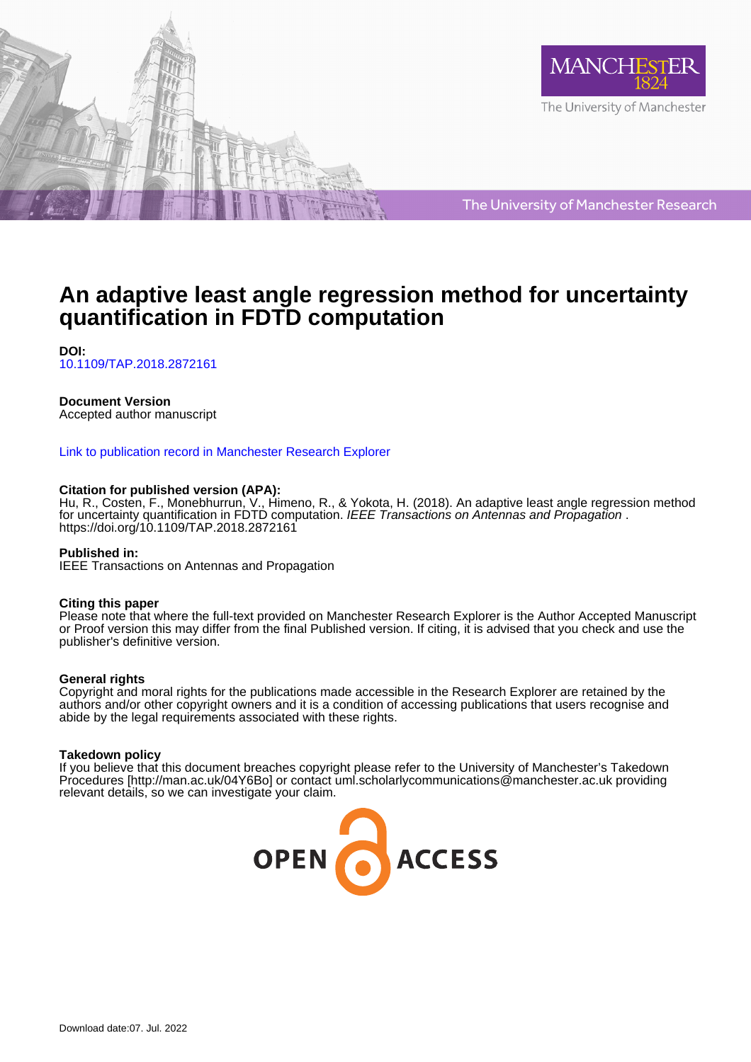# An adaptive least angle regression method for uncertainty quantification in FDTD computation

**DOI:**
10.1109/TAP.2018.2872161

**Document Version**
Accepted author manuscript

Link to publication record in Manchester Research Explorer

**Citation for published version (APA):**
Hu, R., Costen, F., Monebhurrun, V., Himeno, R., & Yokota, H. (2018). An adaptive least angle regression method for uncertainty quantification in FDTD computation. *IEEE Transactions on Antennas and Propagation* . https://doi.org/10.1109/TAP.2018.2872161

**Published in:**
IEEE Transactions on Antennas and Propagation

**Citing this paper**
Please note that where the full-text provided on Manchester Research Explorer is the Author Accepted Manuscript or Proof version this may differ from the final Published version. If citing, it is advised that you check and use the publisher's definitive version.

**General rights**
Copyright and moral rights for the publications made accessible in the Research Explorer are retained by the authors and/or other copyright owners and it is a condition of accessing publications that users recognise and abide by the legal requirements associated with these rights.

**Takedown policy**
If you believe that this document breaches copyright please refer to the University of Manchester's Takedown Procedures [http://man.ac.uk/04Y6Bo] or contact uml.scholarlycommunications@manchester.ac.uk providing relevant details, so we can investigate your claim.

Download date:07. Jul. 2022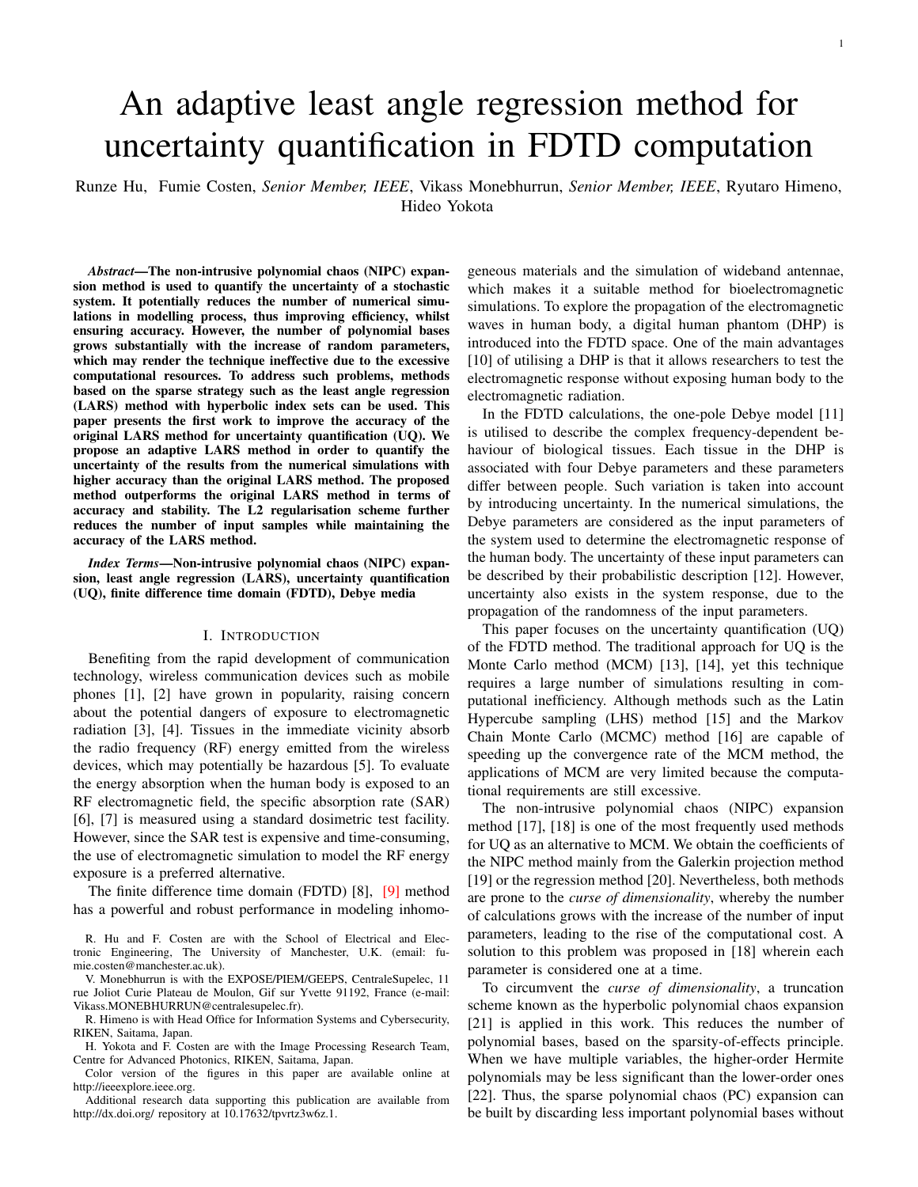# An adaptive least angle regression method for uncertainty quantification in FDTD computation

Runze Hu, Fumie Costen, *Senior Member, IEEE*, Vikass Monebhurrun, *Senior Member, IEEE*, Ryutaro Himeno, Hideo Yokota

***Abstract*—The non-intrusive polynomial chaos (NIPC) expansion method is used to quantify the uncertainty of a stochastic system. It potentially reduces the number of numerical simulations in modelling process, thus improving efficiency, whilst ensuring accuracy. However, the number of polynomial bases grows substantially with the increase of random parameters, which may render the technique ineffective due to the excessive computational resources. To address such problems, methods based on the sparse strategy such as the least angle regression (LARS) method with hyperbolic index sets can be used. This paper presents the first work to improve the accuracy of the original LARS method for uncertainty quantification (UQ). We propose an adaptive LARS method in order to quantify the uncertainty of the results from the numerical simulations with higher accuracy than the original LARS method. The proposed method outperforms the original LARS method in terms of accuracy and stability. The L2 regularisation scheme further reduces the number of input samples while maintaining the accuracy of the LARS method.**

***Index Terms*—Non-intrusive polynomial chaos (NIPC) expansion, least angle regression (LARS), uncertainty quantification (UQ), finite difference time domain (FDTD), Debye media**

## I. INTRODUCTION

Benefiting from the rapid development of communication technology, wireless communication devices such as mobile phones [1], [2] have grown in popularity, raising concern about the potential dangers of exposure to electromagnetic radiation [3], [4]. Tissues in the immediate vicinity absorb the radio frequency (RF) energy emitted from the wireless devices, which may potentially be hazardous [5]. To evaluate the energy absorption when the human body is exposed to an RF electromagnetic field, the specific absorption rate (SAR) [6], [7] is measured using a standard dosimetric test facility. However, since the SAR test is expensive and time-consuming, the use of electromagnetic simulation to model the RF energy exposure is a preferred alternative.

The finite difference time domain (FDTD) [8], [9] method has a powerful and robust performance in modeling inhomogeneous materials and the simulation of wideband antennae, which makes it a suitable method for bioelectromagnetic simulations. To explore the propagation of the electromagnetic waves in human body, a digital human phantom (DHP) is introduced into the FDTD space. One of the main advantages [10] of utilising a DHP is that it allows researchers to test the electromagnetic response without exposing human body to the electromagnetic radiation.

In the FDTD calculations, the one-pole Debye model [11] is utilised to describe the complex frequency-dependent behaviour of biological tissues. Each tissue in the DHP is associated with four Debye parameters and these parameters differ between people. Such variation is taken into account by introducing uncertainty. In the numerical simulations, the Debye parameters are considered as the input parameters of the system used to determine the electromagnetic response of the human body. The uncertainty of these input parameters can be described by their probabilistic description [12]. However, uncertainty also exists in the system response, due to the propagation of the randomness of the input parameters.

This paper focuses on the uncertainty quantification (UQ) of the FDTD method. The traditional approach for UQ is the Monte Carlo method (MCM) [13], [14], yet this technique requires a large number of simulations resulting in computational inefficiency. Although methods such as the Latin Hypercube sampling (LHS) method [15] and the Markov Chain Monte Carlo (MCMC) method [16] are capable of speeding up the convergence rate of the MCM method, the applications of MCM are very limited because the computational requirements are still excessive.

The non-intrusive polynomial chaos (NIPC) expansion method [17], [18] is one of the most frequently used methods for UQ as an alternative to MCM. We obtain the coefficients of the NIPC method mainly from the Galerkin projection method [19] or the regression method [20]. Nevertheless, both methods are prone to the *curse of dimensionality*, whereby the number of calculations grows with the increase of the number of input parameters, leading to the rise of the computational cost. A solution to this problem was proposed in [18] wherein each parameter is considered one at a time.

To circumvent the *curse of dimensionality*, a truncation scheme known as the hyperbolic polynomial chaos expansion [21] is applied in this work. This reduces the number of polynomial bases, based on the sparsity-of-effects principle. When we have multiple variables, the higher-order Hermite polynomials may be less significant than the lower-order ones [22]. Thus, the sparse polynomial chaos (PC) expansion can be built by discarding less important polynomial bases without

R. Hu and F. Costen are with the School of Electrical and Electronic Engineering, The University of Manchester, U.K. (email: fumie.costen@manchester.ac.uk).

V. Monebhurrun is with the EXPOSE/PIEM/GEEPS, CentraleSupelec, 11 rue Joliot Curie Plateau de Moulon, Gif sur Yvette 91192, France (e-mail: Vikass.MONEBHURRUN@centralesupelec.fr).

R. Himeno is with Head Office for Information Systems and Cybersecurity, RIKEN, Saitama, Japan.

H. Yokota and F. Costen are with the Image Processing Research Team, Centre for Advanced Photonics, RIKEN, Saitama, Japan.

Color version of the figures in this paper are available online at http://ieeexplore.ieee.org.

Additional research data supporting this publication are available from http://dx.doi.org/ repository at 10.17632/tpvrtz3w6z.1.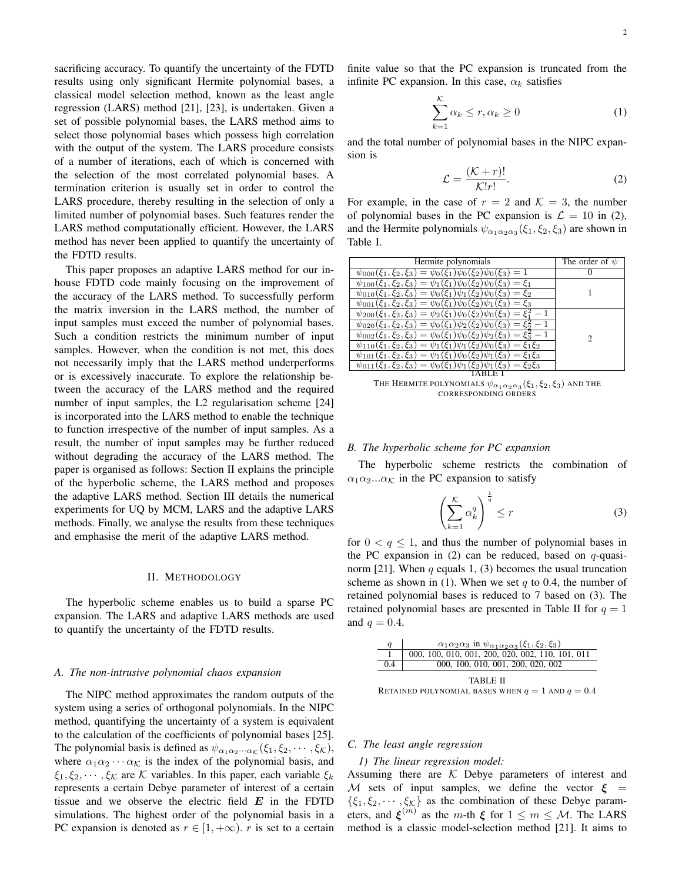sacrificing accuracy. To quantify the uncertainty of the FDTD results using only significant Hermite polynomial bases, a classical model selection method, known as the least angle regression (LARS) method [21], [23], is undertaken. Given a set of possible polynomial bases, the LARS method aims to select those polynomial bases which possess high correlation with the output of the system. The LARS procedure consists of a number of iterations, each of which is concerned with the selection of the most correlated polynomial bases. A termination criterion is usually set in order to control the LARS procedure, thereby resulting in the selection of only a limited number of polynomial bases. Such features render the LARS method computationally efficient. However, the LARS method has never been applied to quantify the uncertainty of the FDTD results.

This paper proposes an adaptive LARS method for our in-house FDTD code mainly focusing on the improvement of the accuracy of the LARS method. To successfully perform the matrix inversion in the LARS method, the number of input samples must exceed the number of polynomial bases. Such a condition restricts the minimum number of input samples. However, when the condition is not met, this does not necessarily imply that the LARS method underperforms or is excessively inaccurate. To explore the relationship between the accuracy of the LARS method and the required number of input samples, the L2 regularisation scheme [24] is incorporated into the LARS method to enable the technique to function irrespective of the number of input samples. As a result, the number of input samples may be further reduced without degrading the accuracy of the LARS method. The paper is organised as follows: Section II explains the principle of the hyperbolic scheme, the LARS method and proposes the adaptive LARS method. Section III details the numerical experiments for UQ by MCM, LARS and the adaptive LARS methods. Finally, we analyse the results from these techniques and emphasise the merit of the adaptive LARS method.

## II. Methodology

The hyperbolic scheme enables us to build a sparse PC expansion. The LARS and adaptive LARS methods are used to quantify the uncertainty of the FDTD results.

### A. The non-intrusive polynomial chaos expansion

The NIPC method approximates the random outputs of the system using a series of orthogonal polynomials. In the NIPC method, quantifying the uncertainty of a system is equivalent to the calculation of the coefficients of polynomial bases [25]. The polynomial basis is defined as $\psi_{\alpha_1\alpha_2\cdots\alpha_\mathcal{K}}(\xi_1, \xi_2, \cdots, \xi_\mathcal{K})$, where $\alpha_1\alpha_2\cdots\alpha_\mathcal{K}$ is the index of the polynomial basis, and $\xi_1, \xi_2, \cdots, \xi_\mathcal{K}$ are $\mathcal{K}$ variables. In this paper, each variable $\xi_k$ represents a certain Debye parameter of interest of a certain tissue and we observe the electric field $\boldsymbol{E}$ in the FDTD simulations. The highest order of the polynomial basis in a PC expansion is denoted as $r \in [1, +\infty)$. $r$ is set to a certain finite value so that the PC expansion is truncated from the infinite PC expansion. In this case, $\alpha_k$ satisfies

$$\sum_{k=1}^{\mathcal{K}} \alpha_k \leq r, \alpha_k \geq 0 \tag{1}$$

and the total number of polynomial bases in the NIPC expansion is

$$\mathcal{L} = \frac{(\mathcal{K} + r)!}{\mathcal{K}! r!}. \tag{2}$$

For example, in the case of $r = 2$ and $\mathcal{K} = 3$, the number of polynomial bases in the PC expansion is $\mathcal{L} = 10$ in (2), and the Hermite polynomials $\psi_{\alpha_1\alpha_2\alpha_3}(\xi_1, \xi_2, \xi_3)$ are shown in Table I.

| Hermite polynomials | The order of $\psi$ |
|---|---|
| $\psi_{000}(\xi_1, \xi_2, \xi_3) = \psi_0(\xi_1)\psi_0(\xi_2)\psi_0(\xi_3) = 1$ | 0 |
| $\psi_{100}(\xi_1, \xi_2, \xi_3) = \psi_1(\xi_1)\psi_0(\xi_2)\psi_0(\xi_3) = \xi_1$ | 1 |
| $\psi_{010}(\xi_1, \xi_2, \xi_3) = \psi_0(\xi_1)\psi_1(\xi_2)\psi_0(\xi_3) = \xi_2$ | |
| $\psi_{001}(\xi_1, \xi_2, \xi_3) = \psi_0(\xi_1)\psi_0(\xi_2)\psi_1(\xi_3) = \xi_3$ | |
| $\psi_{200}(\xi_1, \xi_2, \xi_3) = \psi_2(\xi_1)\psi_0(\xi_2)\psi_0(\xi_3) = \xi_1^2 - 1$ | 2 |
| $\psi_{020}(\xi_1, \xi_2, \xi_3) = \psi_0(\xi_1)\psi_2(\xi_2)\psi_0(\xi_3) = \xi_2^2 - 1$ | |
| $\psi_{002}(\xi_1, \xi_2, \xi_3) = \psi_0(\xi_1)\psi_0(\xi_2)\psi_2(\xi_3) = \xi_3^2 - 1$ | |
| $\psi_{110}(\xi_1, \xi_2, \xi_3) = \psi_1(\xi_1)\psi_1(\xi_2)\psi_0(\xi_3) = \xi_1\xi_2$ | |
| $\psi_{101}(\xi_1, \xi_2, \xi_3) = \psi_1(\xi_1)\psi_0(\xi_2)\psi_1(\xi_3) = \xi_1\xi_3$ | |
| $\psi_{011}(\xi_1, \xi_2, \xi_3) = \psi_0(\xi_1)\psi_1(\xi_2)\psi_1(\xi_3) = \xi_2\xi_3$ | |

TABLE I
THE HERMITE POLYNOMIALS $\psi_{\alpha_1\alpha_2\alpha_3}(\xi_1, \xi_2, \xi_3)$ AND THE CORRESPONDING ORDERS

### B. The hyperbolic scheme for PC expansion

The hyperbolic scheme restricts the combination of $\alpha_1\alpha_2...\alpha_\mathcal{K}$ in the PC expansion to satisfy

$$\left(\sum_{k=1}^{\mathcal{K}} \alpha_k^q\right)^{\frac{1}{q}} \leq r \tag{3}$$

for $0 < q \leq 1$, and thus the number of polynomial bases in the PC expansion in (2) can be reduced, based on $q$-quasi-norm [21]. When $q$ equals 1, (3) becomes the usual truncation scheme as shown in (1). When we set $q$ to 0.4, the number of retained polynomial bases is reduced to 7 based on (3). The retained polynomial bases are presented in Table II for $q = 1$ and $q = 0.4$.

| $q$ | $\alpha_1\alpha_2\alpha_3$ in $\psi_{\alpha_1\alpha_2\alpha_3}(\xi_1, \xi_2, \xi_3)$ |
|---|---|
| 1 | 000, 100, 010, 001, 200, 020, 002, 110, 101, 011 |
| 0.4 | 000, 100, 010, 001, 200, 020, 002 |

TABLE II
RETAINED POLYNOMIAL BASES WHEN $q = 1$ AND $q = 0.4$

### C. The least angle regression

*1) The linear regression model:*
Assuming there are $\mathcal{K}$ Debye parameters of interest and $\mathcal{M}$ sets of input samples, we define the vector $\boldsymbol{\xi} = \{\xi_1, \xi_2, \cdots, \xi_\mathcal{K}\}$ as the combination of these Debye parameters, and $\boldsymbol{\xi}^{(m)}$ as the $m$-th $\boldsymbol{\xi}$ for $1 \leq m \leq \mathcal{M}$. The LARS method is a classic model-selection method [21]. It aims to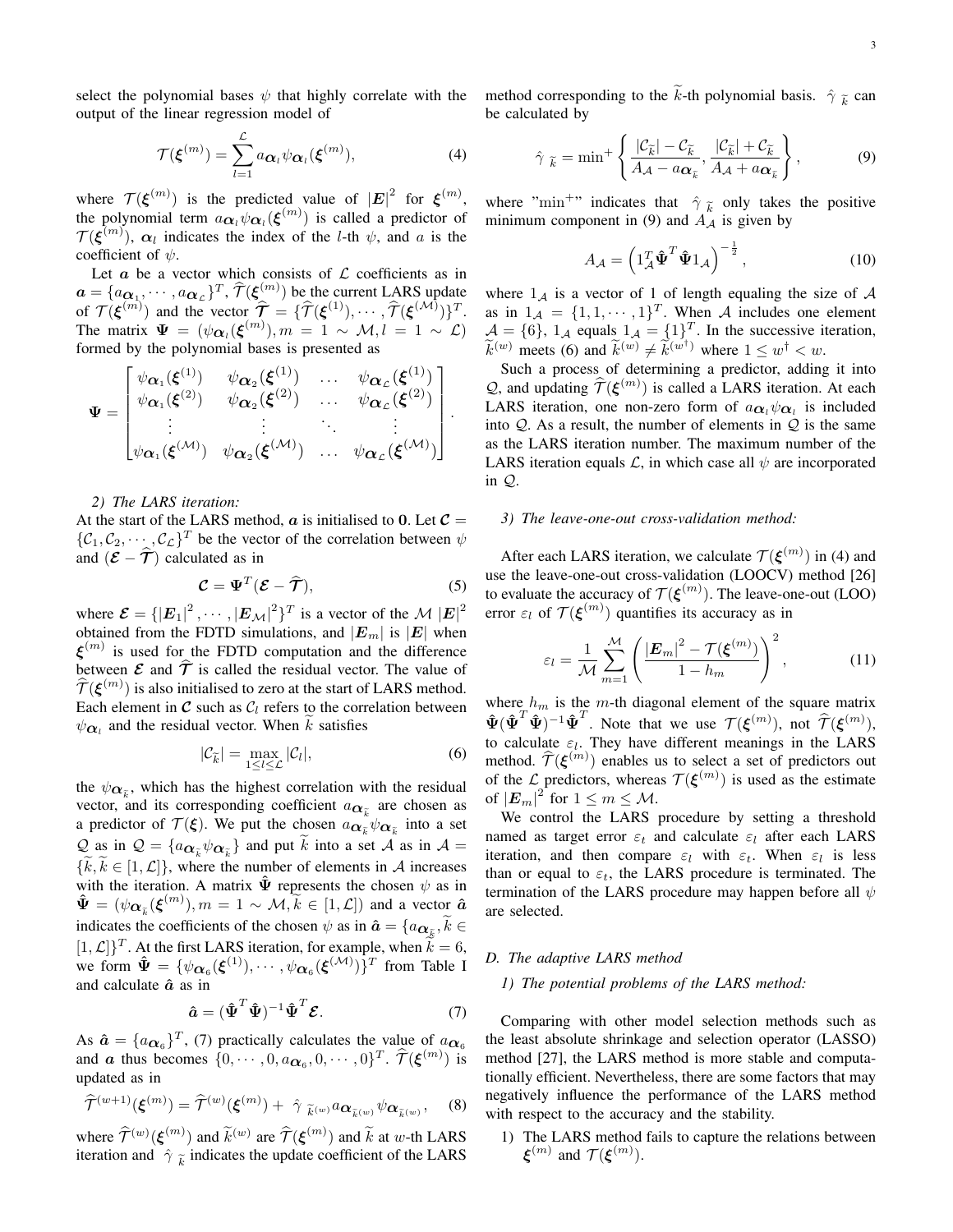select the polynomial bases $\psi$ that highly correlate with the output of the linear regression model of

$$\mathcal{T}(\boldsymbol{\xi}^{(m)}) = \sum_{l=1}^{\mathcal{L}} a_{\boldsymbol{\alpha}_l} \psi_{\boldsymbol{\alpha}_l}(\boldsymbol{\xi}^{(m)}), \tag{4}$$

where $\mathcal{T}(\boldsymbol{\xi}^{(m)})$ is the predicted value of $|\boldsymbol{E}|^2$ for $\boldsymbol{\xi}^{(m)}$, the polynomial term $a_{\boldsymbol{\alpha}_l}\psi_{\boldsymbol{\alpha}_l}(\boldsymbol{\xi}^{(m)})$ is called a predictor of $\mathcal{T}(\boldsymbol{\xi}^{(m)})$, $\boldsymbol{\alpha}_l$ indicates the index of the $l$-th $\psi$, and $a$ is the coefficient of $\psi$.

Let $\boldsymbol{a}$ be a vector which consists of $\mathcal{L}$ coefficients as in $\boldsymbol{a} = \{a_{\boldsymbol{\alpha}_1}, \cdots, a_{\boldsymbol{\alpha}_\mathcal{L}}\}^T$, $\widehat{\mathcal{T}}(\boldsymbol{\xi}^{(m)})$ be the current LARS update of $\mathcal{T}(\boldsymbol{\xi}^{(m)})$ and the vector $\widehat{\boldsymbol{\mathcal{T}}} = \{\widehat{\mathcal{T}}(\boldsymbol{\xi}^{(1)}), \cdots, \widehat{\mathcal{T}}(\boldsymbol{\xi}^{(\mathcal{M})})\}^T$. The matrix $\boldsymbol{\Psi} = (\psi_{\boldsymbol{\alpha}_l}(\boldsymbol{\xi}^{(m)}), m = 1 \sim \mathcal{M}, l = 1 \sim \mathcal{L})$ formed by the polynomial bases is presented as

$$\boldsymbol{\Psi} = \begin{bmatrix} \psi_{\boldsymbol{\alpha}_1}(\boldsymbol{\xi}^{(1)}) & \psi_{\boldsymbol{\alpha}_2}(\boldsymbol{\xi}^{(1)}) & \dots & \psi_{\boldsymbol{\alpha}_\mathcal{L}}(\boldsymbol{\xi}^{(1)}) \\ \psi_{\boldsymbol{\alpha}_1}(\boldsymbol{\xi}^{(2)}) & \psi_{\boldsymbol{\alpha}_2}(\boldsymbol{\xi}^{(2)}) & \dots & \psi_{\boldsymbol{\alpha}_\mathcal{L}}(\boldsymbol{\xi}^{(2)}) \\ \vdots & \vdots & \ddots & \vdots \\ \psi_{\boldsymbol{\alpha}_1}(\boldsymbol{\xi}^{(\mathcal{M})}) & \psi_{\boldsymbol{\alpha}_2}(\boldsymbol{\xi}^{(\mathcal{M})}) & \dots & \psi_{\boldsymbol{\alpha}_\mathcal{L}}(\boldsymbol{\xi}^{(\mathcal{M})}) \end{bmatrix}.$$

#### 2) The LARS iteration:

At the start of the LARS method, $\boldsymbol{a}$ is initialised to $\mathbf{0}$. Let $\boldsymbol{\mathcal{C}} = \{\mathcal{C}_1, \mathcal{C}_2, \cdots, \mathcal{C}_\mathcal{L}\}^T$ be the vector of the correlation between $\psi$ and $(\boldsymbol{\mathcal{E}} - \widehat{\boldsymbol{\mathcal{T}}})$ calculated as in

$$\boldsymbol{\mathcal{C}} = \boldsymbol{\Psi}^T(\boldsymbol{\mathcal{E}} - \widehat{\boldsymbol{\mathcal{T}}}), \tag{5}$$

where $\boldsymbol{\mathcal{E}} = \{|\boldsymbol{E}_1|^2, \cdots, |\boldsymbol{E}_\mathcal{M}|^2\}^T$ is a vector of the $\mathcal{M}$ $|\boldsymbol{E}|^2$ obtained from the FDTD simulations, and $|\boldsymbol{E}_m|$ is $|\boldsymbol{E}|$ when $\boldsymbol{\xi}^{(m)}$ is used for the FDTD computation and the difference between $\boldsymbol{\mathcal{E}}$ and $\widehat{\boldsymbol{\mathcal{T}}}$ is called the residual vector. The value of $\widehat{\mathcal{T}}(\boldsymbol{\xi}^{(m)})$ is also initialised to zero at the start of LARS method. Each element in $\boldsymbol{\mathcal{C}}$ such as $\mathcal{C}_l$ refers to the correlation between $\psi_{\boldsymbol{\alpha}_l}$ and the residual vector. When $\widetilde{k}$ satisfies

$$|\mathcal{C}_{\widetilde{k}}| = \max_{1 \le l \le \mathcal{L}} |\mathcal{C}_l|, \tag{6}$$

the $\psi_{\boldsymbol{\alpha}_{\widetilde{k}}}$, which has the highest correlation with the residual vector, and its corresponding coefficient $a_{\boldsymbol{\alpha}_{\widetilde{k}}}$ are chosen as a predictor of $\mathcal{T}(\boldsymbol{\xi})$. We put the chosen $a_{\boldsymbol{\alpha}_{\widetilde{k}}}\psi_{\boldsymbol{\alpha}_{\widetilde{k}}}$ into a set $\mathcal{Q}$ as in $\mathcal{Q} = \{a_{\boldsymbol{\alpha}_{\widetilde{k}}}\psi_{\boldsymbol{\alpha}_{\widetilde{k}}}\}$ and put $\widetilde{k}$ into a set $\mathcal{A}$ as in $\mathcal{A} = \{\widetilde{k}, \widetilde{k} \in [1, \mathcal{L}]\}$, where the number of elements in $\mathcal{A}$ increases with the iteration. A matrix $\hat{\boldsymbol{\Psi}}$ represents the chosen $\psi$ as in $\hat{\boldsymbol{\Psi}} = (\psi_{\boldsymbol{\alpha}_{\widetilde{k}}}(\boldsymbol{\xi}^{(m)}), m = 1 \sim \mathcal{M}, \widetilde{k} \in [1, \mathcal{L}])$ and a vector $\hat{\boldsymbol{a}}$ indicates the coefficients of the chosen $\psi$ as in $\hat{\boldsymbol{a}} = \{a_{\boldsymbol{\alpha}_{\widetilde{k}}}, \widetilde{k} \in [1, \mathcal{L}]\}^T$. At the first LARS iteration, for example, when $\widetilde{k} = 6$, we form $\hat{\boldsymbol{\Psi}} = \{\psi_{\boldsymbol{\alpha}_6}(\boldsymbol{\xi}^{(1)}), \cdots, \psi_{\boldsymbol{\alpha}_6}(\boldsymbol{\xi}^{(\mathcal{M})})\}^T$ from Table I and calculate $\hat{\boldsymbol{a}}$ as in

$$\hat{\boldsymbol{a}} = (\hat{\boldsymbol{\Psi}}^T\hat{\boldsymbol{\Psi}})^{-1}\hat{\boldsymbol{\Psi}}^T\boldsymbol{\mathcal{E}}. \tag{7}$$

As $\hat{\boldsymbol{a}} = \{a_{\boldsymbol{\alpha}_6}\}^T$, (7) practically calculates the value of $a_{\boldsymbol{\alpha}_6}$ and $\boldsymbol{a}$ thus becomes $\{0, \cdots, 0, a_{\boldsymbol{\alpha}_6}, 0, \cdots, 0\}^T$. $\widehat{\mathcal{T}}(\boldsymbol{\xi}^{(m)})$ is updated as in

$$\widehat{\mathcal{T}}^{(w+1)}(\boldsymbol{\xi}^{(m)}) = \widehat{\mathcal{T}}^{(w)}(\boldsymbol{\xi}^{(m)}) + \hat{\gamma}_{\widetilde{k}^{(w)}} a_{\boldsymbol{\alpha}_{\widetilde{k}^{(w)}}} \psi_{\boldsymbol{\alpha}_{\widetilde{k}^{(w)}}}, \tag{8}$$

where $\widehat{\mathcal{T}}^{(w)}(\boldsymbol{\xi}^{(m)})$ and $\widetilde{k}^{(w)}$ are $\widehat{\mathcal{T}}(\boldsymbol{\xi}^{(m)})$ and $\widetilde{k}$ at $w$-th LARS iteration and $\hat{\gamma}_{\widetilde{k}}$ indicates the update coefficient of the LARS method corresponding to the $\widetilde{k}$-th polynomial basis. $\hat{\gamma}_{\widetilde{k}}$ can be calculated by

$$\hat{\gamma}_{\widetilde{k}} = \min{}^{+} \left\{ \frac{|\mathcal{C}_{\widetilde{k}}| - \mathcal{C}_{\widetilde{k}}}{A_\mathcal{A} - a_{\boldsymbol{\alpha}_{\widetilde{k}}}}, \frac{|\mathcal{C}_{\widetilde{k}}| + \mathcal{C}_{\widetilde{k}}}{A_\mathcal{A} + a_{\boldsymbol{\alpha}_{\widetilde{k}}}} \right\}, \tag{9}$$

where "min$^+$" indicates that $\hat{\gamma}_{\widetilde{k}}$ only takes the positive minimum component in (9) and $A_\mathcal{A}$ is given by

$$A_\mathcal{A} = \left(1_\mathcal{A}^T\hat{\boldsymbol{\Psi}}^T\hat{\boldsymbol{\Psi}}1_\mathcal{A}\right)^{-\frac{1}{2}}, \tag{10}$$

where $1_\mathcal{A}$ is a vector of 1 of length equaling the size of $\mathcal{A}$ as in $1_\mathcal{A} = \{1, 1, \cdots, 1\}^T$. When $\mathcal{A}$ includes one element $\mathcal{A} = \{6\}$, $1_\mathcal{A}$ equals $1_\mathcal{A} = \{1\}^T$. In the successive iteration, $\widetilde{k}^{(w)}$ meets (6) and $\widetilde{k}^{(w)} \neq \widetilde{k}^{(w^\dagger)}$ where $1 \le w^\dagger < w$.

Such a process of determining a predictor, adding it into $\mathcal{Q}$, and updating $\widehat{\mathcal{T}}(\boldsymbol{\xi}^{(m)})$ is called a LARS iteration. At each LARS iteration, one non-zero form of $a_{\boldsymbol{\alpha}_l}\psi_{\boldsymbol{\alpha}_l}$ is included into $\mathcal{Q}$. As a result, the number of elements in $\mathcal{Q}$ is the same as the LARS iteration number. The maximum number of the LARS iteration equals $\mathcal{L}$, in which case all $\psi$ are incorporated in $\mathcal{Q}$.

#### 3) The leave-one-out cross-validation method:

After each LARS iteration, we calculate $\mathcal{T}(\boldsymbol{\xi}^{(m)})$ in (4) and use the leave-one-out cross-validation (LOOCV) method [26] to evaluate the accuracy of $\mathcal{T}(\boldsymbol{\xi}^{(m)})$. The leave-one-out (LOO) error $\varepsilon_l$ of $\mathcal{T}(\boldsymbol{\xi}^{(m)})$ quantifies its accuracy as in

$$\varepsilon_l = \frac{1}{\mathcal{M}} \sum_{m=1}^{\mathcal{M}} \left( \frac{|\boldsymbol{E}_m|^2 - \mathcal{T}(\boldsymbol{\xi}^{(m)})}{1 - h_m} \right)^2, \tag{11}$$

where $h_m$ is the $m$-th diagonal element of the square matrix $\hat{\boldsymbol{\Psi}}(\hat{\boldsymbol{\Psi}}^T\hat{\boldsymbol{\Psi}})^{-1}\hat{\boldsymbol{\Psi}}^T$. Note that we use $\mathcal{T}(\boldsymbol{\xi}^{(m)})$, not $\widehat{\mathcal{T}}(\boldsymbol{\xi}^{(m)})$, to calculate $\varepsilon_l$. They have different meanings in the LARS method. $\widehat{\mathcal{T}}(\boldsymbol{\xi}^{(m)})$ enables us to select a set of predictors out of the $\mathcal{L}$ predictors, whereas $\mathcal{T}(\boldsymbol{\xi}^{(m)})$ is used as the estimate of $|\boldsymbol{E}_m|^2$ for $1 \le m \le \mathcal{M}$.

We control the LARS procedure by setting a threshold named as target error $\varepsilon_t$ and calculate $\varepsilon_l$ after each LARS iteration, and then compare $\varepsilon_l$ with $\varepsilon_t$. When $\varepsilon_l$ is less than or equal to $\varepsilon_t$, the LARS procedure is terminated. The termination of the LARS procedure may happen before all $\psi$ are selected.

### D. The adaptive LARS method

#### 1) The potential problems of the LARS method:

Comparing with other model selection methods such as the least absolute shrinkage and selection operator (LASSO) method [27], the LARS method is more stable and computationally efficient. Nevertheless, there are some factors that may negatively influence the performance of the LARS method with respect to the accuracy and the stability.

1) The LARS method fails to capture the relations between $\boldsymbol{\xi}^{(m)}$ and $\mathcal{T}(\boldsymbol{\xi}^{(m)})$.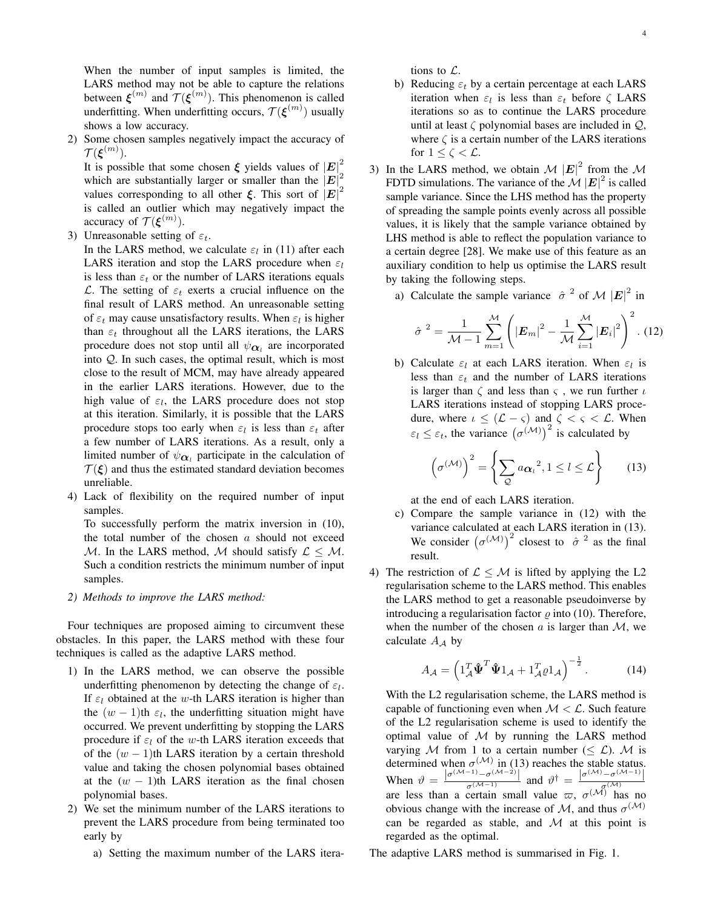When the number of input samples is limited, the LARS method may not be able to capture the relations between $\boldsymbol{\xi}^{(m)}$ and $\mathcal{T}(\boldsymbol{\xi}^{(m)})$. This phenomenon is called underfitting. When underfitting occurs, $\mathcal{T}(\boldsymbol{\xi}^{(m)})$ usually shows a low accuracy.

2) Some chosen samples negatively impact the accuracy of $\mathcal{T}(\boldsymbol{\xi}^{(m)})$.
   It is possible that some chosen $\boldsymbol{\xi}$ yields values of $|\boldsymbol{E}|^2$ which are substantially larger or smaller than the $|\boldsymbol{E}|^2$ values corresponding to all other $\boldsymbol{\xi}$. This sort of $|\boldsymbol{E}|^2$ is called an outlier which may negatively impact the accuracy of $\mathcal{T}(\boldsymbol{\xi}^{(m)})$.
3) Unreasonable setting of $\varepsilon_t$.
   In the LARS method, we calculate $\varepsilon_l$ in (11) after each LARS iteration and stop the LARS procedure when $\varepsilon_l$ is less than $\varepsilon_t$ or the number of LARS iterations equals $\mathcal{L}$. The setting of $\varepsilon_t$ exerts a crucial influence on the final result of LARS method. An unreasonable setting of $\varepsilon_t$ may cause unsatisfactory results. When $\varepsilon_l$ is higher than $\varepsilon_t$ throughout all the LARS iterations, the LARS procedure does not stop until all $\psi_{\boldsymbol{\alpha}_l}$ are incorporated into $\mathcal{Q}$. In such cases, the optimal result, which is most close to the result of MCM, may have already appeared in the earlier LARS iterations. However, due to the high value of $\varepsilon_l$, the LARS procedure does not stop at this iteration. Similarly, it is possible that the LARS procedure stops too early when $\varepsilon_l$ is less than $\varepsilon_t$ after a few number of LARS iterations. As a result, only a limited number of $\psi_{\boldsymbol{\alpha}_l}$ participate in the calculation of $\mathcal{T}(\boldsymbol{\xi})$ and thus the estimated standard deviation becomes unreliable.
4) Lack of flexibility on the required number of input samples.
   To successfully perform the matrix inversion in (10), the total number of the chosen $a$ should not exceed $\mathcal{M}$. In the LARS method, $\mathcal{M}$ should satisfy $\mathcal{L} \leq \mathcal{M}$. Such a condition restricts the minimum number of input samples.

*2) Methods to improve the LARS method:*

Four techniques are proposed aiming to circumvent these obstacles. In this paper, the LARS method with these four techniques is called as the adaptive LARS method.

1) In the LARS method, we can observe the possible underfitting phenomenon by detecting the change of $\varepsilon_l$. If $\varepsilon_l$ obtained at the $w$-th LARS iteration is higher than the $(w-1)$th $\varepsilon_l$, the underfitting situation might have occurred. We prevent underfitting by stopping the LARS procedure if $\varepsilon_l$ of the $w$-th LARS iteration exceeds that of the $(w-1)$th LARS iteration by a certain threshold value and taking the chosen polynomial bases obtained at the $(w-1)$th LARS iteration as the final chosen polynomial bases.
2) We set the minimum number of the LARS iterations to prevent the LARS procedure from being terminated too early by
   a) Setting the maximum number of the LARS iterations to $\mathcal{L}$.
   b) Reducing $\varepsilon_t$ by a certain percentage at each LARS iteration when $\varepsilon_l$ is less than $\varepsilon_t$ before $\zeta$ LARS iterations so as to continue the LARS procedure until at least $\zeta$ polynomial bases are included in $\mathcal{Q}$, where $\zeta$ is a certain number of the LARS iterations for $1 \leq \zeta < \mathcal{L}$.
3) In the LARS method, we obtain $\mathcal{M}$ $|\boldsymbol{E}|^2$ from the $\mathcal{M}$ FDTD simulations. The variance of the $\mathcal{M}$ $|\boldsymbol{E}|^2$ is called sample variance. Since the LHS method has the property of spreading the sample points evenly across all possible values, it is likely that the sample variance obtained by LHS method is able to reflect the population variance to a certain degree [28]. We make use of this feature as an auxiliary condition to help us optimise the LARS result by taking the following steps.
   a) Calculate the sample variance $\hat{\sigma}^{\,2}$ of $\mathcal{M}$ $|\boldsymbol{E}|^2$ in
   $$\hat{\sigma}^{\,2} = \frac{1}{\mathcal{M}-1}\sum_{m=1}^{\mathcal{M}}\left(|\boldsymbol{E}_m|^2 - \frac{1}{\mathcal{M}}\sum_{i=1}^{\mathcal{M}}|\boldsymbol{E}_i|^2\right)^2. \quad (12)$$
   b) Calculate $\varepsilon_l$ at each LARS iteration. When $\varepsilon_l$ is less than $\varepsilon_t$ and the number of LARS iterations is larger than $\zeta$ and less than $\varsigma$, we run further $\iota$ LARS iterations instead of stopping LARS procedure, where $\iota \leq (\mathcal{L}-\varsigma)$ and $\zeta < \varsigma < \mathcal{L}$. When $\varepsilon_l \leq \varepsilon_t$, the variance $\left(\sigma^{(\mathcal{M})}\right)^2$ is calculated by
   $$\left(\sigma^{(\mathcal{M})}\right)^2 = \left\{\sum_{\mathcal{Q}} {a_{\boldsymbol{\alpha}_l}}^2, 1 \leq l \leq \mathcal{L}\right\} \quad (13)$$
   at the end of each LARS iteration.
   c) Compare the sample variance in (12) with the variance calculated at each LARS iteration in (13). We consider $\left(\sigma^{(\mathcal{M})}\right)^2$ closest to $\hat{\sigma}^{\,2}$ as the final result.
4) The restriction of $\mathcal{L} \leq \mathcal{M}$ is lifted by applying the L2 regularisation scheme to the LARS method. This enables the LARS method to get a reasonable pseudoinverse by introducing a regularisation factor $\varrho$ into (10). Therefore, when the number of the chosen $a$ is larger than $\mathcal{M}$, we calculate $A_{\mathcal{A}}$ by
   $$A_{\mathcal{A}} = \left(1_{\mathcal{A}}^T \hat{\boldsymbol{\Psi}}^T \hat{\boldsymbol{\Psi}} 1_{\mathcal{A}} + 1_{\mathcal{A}}^T \varrho 1_{\mathcal{A}}\right)^{-\frac{1}{2}}. \quad (14)$$
   With the L2 regularisation scheme, the LARS method is capable of functioning even when $\mathcal{M} < \mathcal{L}$. Such feature of the L2 regularisation scheme is used to identify the optimal value of $\mathcal{M}$ by running the LARS method varying $\mathcal{M}$ from 1 to a certain number ($\leq \mathcal{L}$). $\mathcal{M}$ is determined when $\sigma^{(\mathcal{M})}$ in (13) reaches the stable status. When $\vartheta = \frac{\left|\sigma^{(\mathcal{M}-1)} - \sigma^{(\mathcal{M}-2)}\right|}{\sigma^{(\mathcal{M}-1)}}$ and $\vartheta^{\dagger} = \frac{\left|\sigma^{(\mathcal{M})} - \sigma^{(\mathcal{M}-1)}\right|}{\sigma^{(\mathcal{M})}}$ are less than a certain small value $\varpi$, $\sigma^{(\mathcal{M})}$ has no obvious change with the increase of $\mathcal{M}$, and thus $\sigma^{(\mathcal{M})}$ can be regarded as stable, and $\mathcal{M}$ at this point is regarded as the optimal.

The adaptive LARS method is summarised in Fig. 1.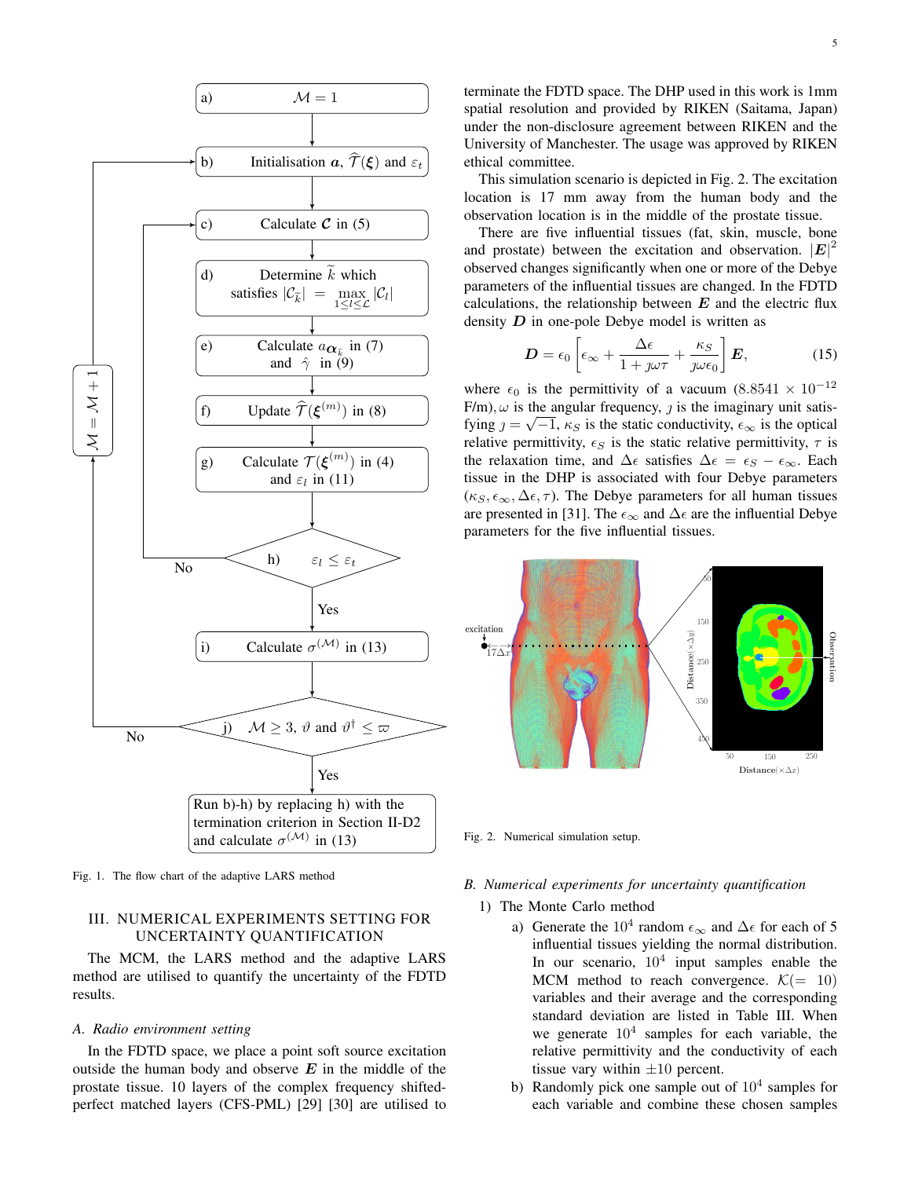Fig. 1. The flow chart of the adaptive LARS method

## III. NUMERICAL EXPERIMENTS SETTING FOR UNCERTAINTY QUANTIFICATION

The MCM, the LARS method and the adaptive LARS method are utilised to quantify the uncertainty of the FDTD results.

### A. Radio environment setting

In the FDTD space, we place a point soft source excitation outside the human body and observe $\boldsymbol{E}$ in the middle of the prostate tissue. 10 layers of the complex frequency shifted-perfect matched layers (CFS-PML) [29] [30] are utilised to terminate the FDTD space. The DHP used in this work is 1mm spatial resolution and provided by RIKEN (Saitama, Japan) under the non-disclosure agreement between RIKEN and the University of Manchester. The usage was approved by RIKEN ethical committee.

This simulation scenario is depicted in Fig. 2. The excitation location is 17 mm away from the human body and the observation location is in the middle of the prostate tissue.

There are five influential tissues (fat, skin, muscle, bone and prostate) between the excitation and observation. $|\boldsymbol{E}|^2$ observed changes significantly when one or more of the Debye parameters of the influential tissues are changed. In the FDTD calculations, the relationship between $\boldsymbol{E}$ and the electric flux density $\boldsymbol{D}$ in one-pole Debye model is written as

$$\boldsymbol{D} = \epsilon_0 \left[ \epsilon_\infty + \frac{\Delta\epsilon}{1 + \jmath\omega\tau} + \frac{\kappa_S}{\jmath\omega\epsilon_0} \right] \boldsymbol{E}, \tag{15}$$

where $\epsilon_0$ is the permittivity of a vacuum ($8.8541 \times 10^{-12}$ F/m), $\omega$ is the angular frequency, $\jmath$ is the imaginary unit satisfying $\jmath = \sqrt{-1}$, $\kappa_S$ is the static conductivity, $\epsilon_\infty$ is the optical relative permittivity, $\epsilon_S$ is the static relative permittivity, $\tau$ is the relaxation time, and $\Delta\epsilon$ satisfies $\Delta\epsilon = \epsilon_S - \epsilon_\infty$. Each tissue in the DHP is associated with four Debye parameters ($\kappa_S, \epsilon_\infty, \Delta\epsilon, \tau$). The Debye parameters for all human tissues are presented in [31]. The $\epsilon_\infty$ and $\Delta\epsilon$ are the influential Debye parameters for the five influential tissues.

Fig. 2. Numerical simulation setup.

### B. Numerical experiments for uncertainty quantification

1) The Monte Carlo method

a) Generate the $10^4$ random $\epsilon_\infty$ and $\Delta\epsilon$ for each of 5 influential tissues yielding the normal distribution. In our scenario, $10^4$ input samples enable the MCM method to reach convergence. $\mathcal{K}(= 10)$ variables and their average and the corresponding standard deviation are listed in Table III. When we generate $10^4$ samples for each variable, the relative permittivity and the conductivity of each tissue vary within $\pm 10$ percent.

b) Randomly pick one sample out of $10^4$ samples for each variable and combine these chosen samples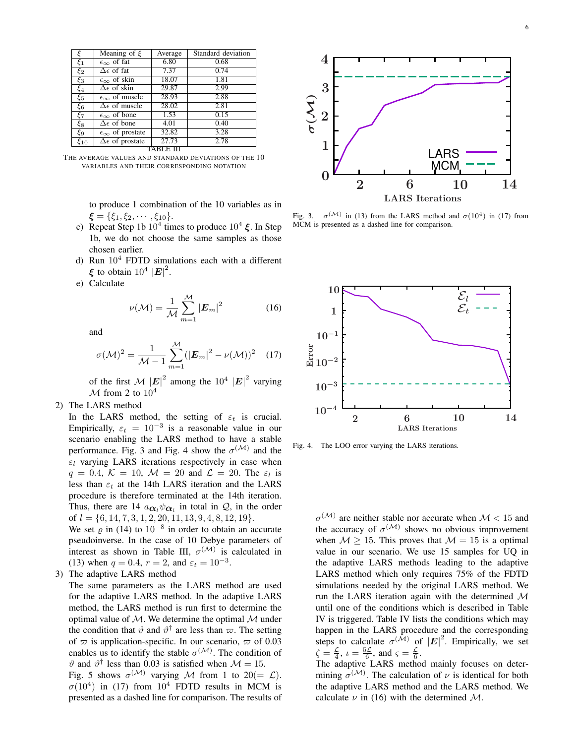| $\xi$ | Meaning of $\xi$ | Average | Standard deviation |
|---|---|---|---|
| $\xi_1$ | $\epsilon_\infty$ of fat | 6.80 | 0.68 |
| $\xi_2$ | $\Delta\epsilon$ of fat | 7.37 | 0.74 |
| $\xi_3$ | $\epsilon_\infty$ of skin | 18.07 | 1.81 |
| $\xi_4$ | $\Delta\epsilon$ of skin | 29.87 | 2.99 |
| $\xi_5$ | $\epsilon_\infty$ of muscle | 28.93 | 2.88 |
| $\xi_6$ | $\Delta\epsilon$ of muscle | 28.02 | 2.81 |
| $\xi_7$ | $\epsilon_\infty$ of bone | 1.53 | 0.15 |
| $\xi_8$ | $\Delta\epsilon$ of bone | 4.01 | 0.40 |
| $\xi_9$ | $\epsilon_\infty$ of prostate | 32.82 | 3.28 |
| $\xi_{10}$ | $\Delta\epsilon$ of prostate | 27.73 | 2.78 |

TABLE III
THE AVERAGE VALUES AND STANDARD DEVIATIONS OF THE 10 VARIABLES AND THEIR CORRESPONDING NOTATION

to produce 1 combination of the 10 variables as in $\boldsymbol{\xi} = \{\xi_1, \xi_2, \cdots, \xi_{10}\}$.

c) Repeat Step 1b $10^4$ times to produce $10^4$ $\boldsymbol{\xi}$. In Step 1b, we do not choose the same samples as those chosen earlier.

d) Run $10^4$ FDTD simulations each with a different $\boldsymbol{\xi}$ to obtain $10^4$ $|\boldsymbol{E}|^2$.

e) Calculate

$$\nu(\mathcal{M}) = \frac{1}{\mathcal{M}} \sum_{m=1}^{\mathcal{M}} |\boldsymbol{E}_m|^2 \tag{16}$$

and

$$\sigma(\mathcal{M})^2 = \frac{1}{\mathcal{M}-1} \sum_{m=1}^{\mathcal{M}} (|\boldsymbol{E}_m|^2 - \nu(\mathcal{M}))^2 \tag{17}$$

of the first $\mathcal{M}$ $|\boldsymbol{E}|^2$ among the $10^4$ $|\boldsymbol{E}|^2$ varying $\mathcal{M}$ from 2 to $10^4$

2) The LARS method

In the LARS method, the setting of $\varepsilon_t$ is crucial. Empirically, $\varepsilon_t = 10^{-3}$ is a reasonable value in our scenario enabling the LARS method to have a stable performance. Fig. 3 and Fig. 4 show the $\sigma^{(\mathcal{M})}$ and the $\varepsilon_l$ varying LARS iterations respectively in case when $q = 0.4$, $\mathcal{K} = 10$, $\mathcal{M} = 20$ and $\mathcal{L} = 20$. The $\varepsilon_l$ is less than $\varepsilon_t$ at the 14th LARS iteration and the LARS procedure is therefore terminated at the 14th iteration. Thus, there are 14 $a_{\boldsymbol{\alpha}_l}\psi_{\boldsymbol{\alpha}_l}$ in total in $\mathcal{Q}$, in the order of $l = \{6, 14, 7, 3, 1, 2, 20, 11, 13, 9, 4, 8, 12, 19\}$.

We set $\varrho$ in (14) to $10^{-8}$ in order to obtain an accurate pseudoinverse. In the case of 10 Debye parameters of interest as shown in Table III, $\sigma^{(\mathcal{M})}$ is calculated in (13) when $q = 0.4$, $r = 2$, and $\varepsilon_t = 10^{-3}$.

3) The adaptive LARS method

The same parameters as the LARS method are used for the adaptive LARS method. In the adaptive LARS method, the LARS method is run first to determine the optimal value of $\mathcal{M}$. We determine the optimal $\mathcal{M}$ under the condition that $\vartheta$ and $\vartheta^\dagger$ are less than $\varpi$. The setting of $\varpi$ is application-specific. In our scenario, $\varpi$ of 0.03 enables us to identify the stable $\sigma^{(\mathcal{M})}$. The condition of $\vartheta$ and $\vartheta^\dagger$ less than 0.03 is satisfied when $\mathcal{M} = 15$.

Fig. 5 shows $\sigma^{(\mathcal{M})}$ varying $\mathcal{M}$ from 1 to $20 (= \mathcal{L})$. $\sigma(10^4)$ in (17) from $10^4$ FDTD results in MCM is presented as a dashed line for comparison. The results of $\sigma^{(\mathcal{M})}$ are neither stable nor accurate when $\mathcal{M} < 15$ and the accuracy of $\sigma^{(\mathcal{M})}$ shows no obvious improvement when $\mathcal{M} \geq 15$. This proves that $\mathcal{M} = 15$ is a optimal value in our scenario. We use 15 samples for UQ in the adaptive LARS methods leading to the adaptive LARS method which only requires 75% of the FDTD simulations needed by the original LARS method. We run the LARS iteration again with the determined $\mathcal{M}$ until one of the conditions which is described in Table IV is triggered. Table IV lists the conditions which may happen in the LARS procedure and the corresponding steps to calculate $\sigma^{(\mathcal{M})}$ of $|\boldsymbol{E}|^2$. Empirically, we set $\zeta = \frac{\mathcal{L}}{4}$, $\iota = \frac{5\mathcal{L}}{6}$, and $\varsigma = \frac{\mathcal{L}}{6}$.

The adaptive LARS method mainly focuses on determining $\sigma^{(\mathcal{M})}$. The calculation of $\nu$ is identical for both the adaptive LARS method and the LARS method. We calculate $\nu$ in (16) with the determined $\mathcal{M}$.

Fig. 3. $\sigma^{(\mathcal{M})}$ in (13) from the LARS method and $\sigma(10^4)$ in (17) from MCM is presented as a dashed line for comparison.

Fig. 4. The LOO error varying the LARS iterations.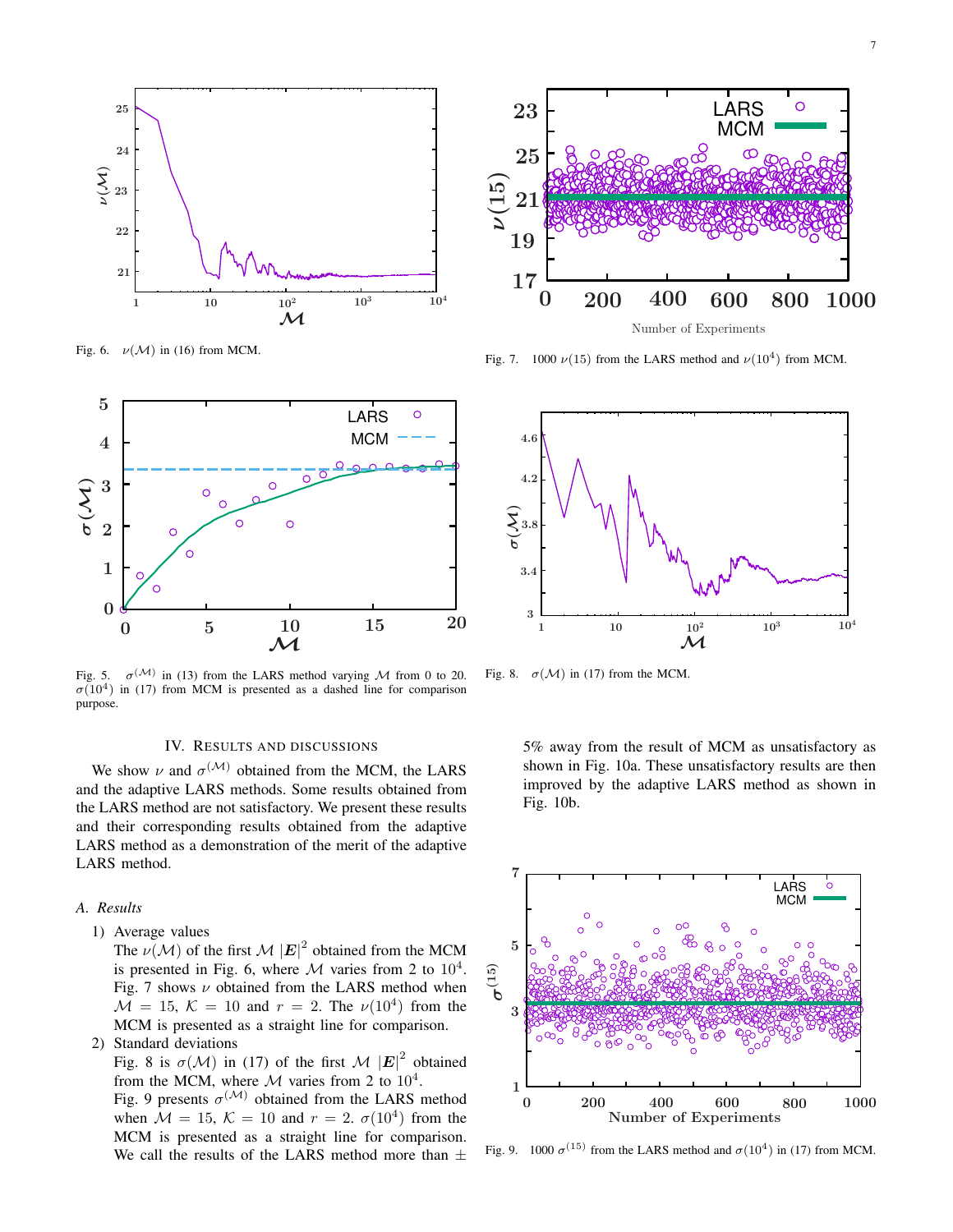Fig. 6. $\nu(\mathcal{M})$ in (16) from MCM.

Fig. 7. 1000 $\nu(15)$ from the LARS method and $\nu(10^4)$ from MCM.

Fig. 5. $\sigma^{(\mathcal{M})}$ in (13) from the LARS method varying $\mathcal{M}$ from 0 to 20. $\sigma(10^4)$ in (17) from MCM is presented as a dashed line for comparison purpose.

Fig. 8. $\sigma(\mathcal{M})$ in (17) from the MCM.

## IV. Results and Discussions

We show $\nu$ and $\sigma^{(\mathcal{M})}$ obtained from the MCM, the LARS and the adaptive LARS methods. Some results obtained from the LARS method are not satisfactory. We present these results and their corresponding results obtained from the adaptive LARS method as a demonstration of the merit of the adaptive LARS method.

### *A. Results*

1) Average values
   The $\nu(\mathcal{M})$ of the first $\mathcal{M}$ $|\boldsymbol{E}|^2$ obtained from the MCM is presented in Fig. 6, where $\mathcal{M}$ varies from 2 to $10^4$. Fig. 7 shows $\nu$ obtained from the LARS method when $\mathcal{M} = 15$, $\mathcal{K} = 10$ and $r = 2$. The $\nu(10^4)$ from the MCM is presented as a straight line for comparison.
2) Standard deviations
   Fig. 8 is $\sigma(\mathcal{M})$ in (17) of the first $\mathcal{M}$ $|\boldsymbol{E}|^2$ obtained from the MCM, where $\mathcal{M}$ varies from 2 to $10^4$.
   Fig. 9 presents $\sigma^{(\mathcal{M})}$ obtained from the LARS method when $\mathcal{M} = 15$, $\mathcal{K} = 10$ and $r = 2$. $\sigma(10^4)$ from the MCM is presented as a straight line for comparison. We call the results of the LARS method more than $\pm$ 5% away from the result of MCM as unsatisfactory as shown in Fig. 10a. These unsatisfactory results are then improved by the adaptive LARS method as shown in Fig. 10b.

Fig. 9. 1000 $\sigma^{(15)}$ from the LARS method and $\sigma(10^4)$ in (17) from MCM.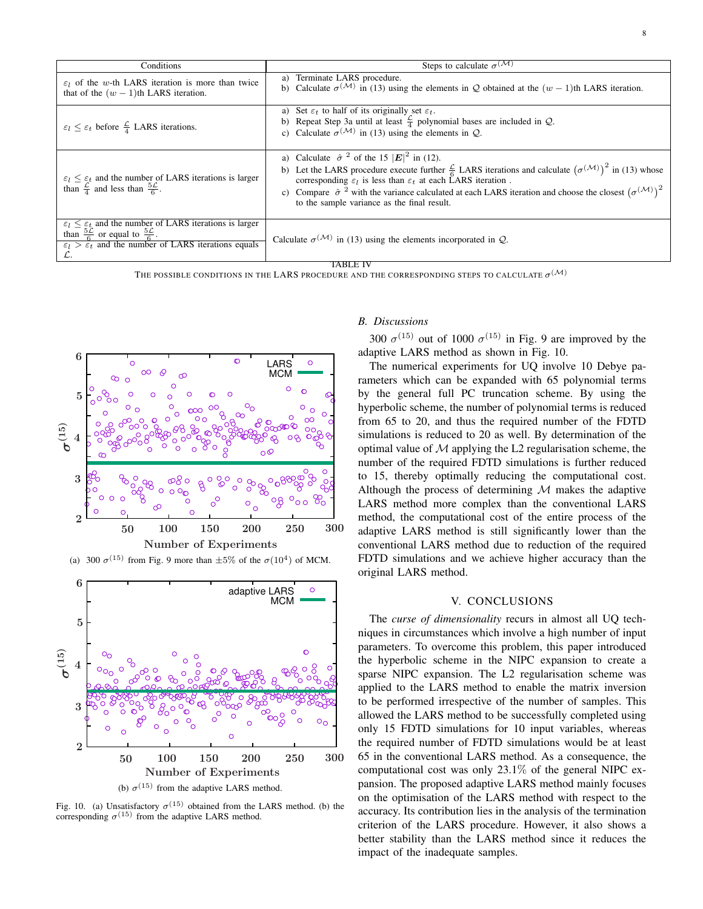| Conditions | Steps to calculate $\sigma^{(\mathcal{M})}$ |
|---|---|
| $\varepsilon_l$ of the $w$-th LARS iteration is more than twice that of the $(w-1)$th LARS iteration. | a) Terminate LARS procedure. b) Calculate $\sigma^{(\mathcal{M})}$ in (13) using the elements in $\mathcal{Q}$ obtained at the $(w-1)$th LARS iteration. |
| $\varepsilon_l \leq \varepsilon_t$ before $\frac{\mathcal{L}}{4}$ LARS iterations. | a) Set $\varepsilon_t$ to half of its originally set $\varepsilon_t$. b) Repeat Step 3a until at least $\frac{\mathcal{L}}{4}$ polynomial bases are included in $\mathcal{Q}$. c) Calculate $\sigma^{(\mathcal{M})}$ in (13) using the elements in $\mathcal{Q}$. |
| $\varepsilon_l \leq \varepsilon_t$ and the number of LARS iterations is larger than $\frac{\mathcal{L}}{4}$ and less than $\frac{5\mathcal{L}}{6}$. | a) Calculate $\hat{\sigma}^{2}$ of the 15 $\lvert \boldsymbol{E} \rvert^2$ in (12). b) Let the LARS procedure execute further $\frac{\mathcal{L}}{6}$ LARS iterations and calculate $\left(\sigma^{(\mathcal{M})}\right)^2$ in (13) whose corresponding $\varepsilon_l$ is less than $\varepsilon_t$ at each LARS iteration . c) Compare $\hat{\sigma}^{2}$ with the variance calculated at each LARS iteration and choose the closest $\left(\sigma^{(\mathcal{M})}\right)^2$ to the sample variance as the final result. |
| $\varepsilon_l \leq \varepsilon_t$ and the number of LARS iterations is larger than $\frac{5\mathcal{L}}{6}$ or equal to $\frac{5\mathcal{L}}{6}$. $\varepsilon_l > \varepsilon_t$ and the number of LARS iterations equals $\mathcal{L}$. | Calculate $\sigma^{(\mathcal{M})}$ in (13) using the elements incorporated in $\mathcal{Q}$. |

TABLE IV

THE POSSIBLE CONDITIONS IN THE LARS PROCEDURE AND THE CORRESPONDING STEPS TO CALCULATE $\sigma^{(\mathcal{M})}$

(a) 300 $\sigma^{(15)}$ from Fig. 9 more than $\pm 5\%$ of the $\sigma(10^4)$ of MCM.

(b) $\sigma^{(15)}$ from the adaptive LARS method.

Fig. 10. (a) Unsatisfactory $\sigma^{(15)}$ obtained from the LARS method. (b) the corresponding $\sigma^{(15)}$ from the adaptive LARS method.

### *B. Discussions*

300 $\sigma^{(15)}$ out of 1000 $\sigma^{(15)}$ in Fig. 9 are improved by the adaptive LARS method as shown in Fig. 10.

The numerical experiments for UQ involve 10 Debye parameters which can be expanded with 65 polynomial terms by the general full PC truncation scheme. By using the hyperbolic scheme, the number of polynomial terms is reduced from 65 to 20, and thus the required number of the FDTD simulations is reduced to 20 as well. By determination of the optimal value of $\mathcal{M}$ applying the L2 regularisation scheme, the number of the required FDTD simulations is further reduced to 15, thereby optimally reducing the computational cost. Although the process of determining $\mathcal{M}$ makes the adaptive LARS method more complex than the conventional LARS method, the computational cost of the entire process of the adaptive LARS method is still significantly lower than the conventional LARS method due to reduction of the required FDTD simulations and we achieve higher accuracy than the original LARS method.

## V. CONCLUSIONS

The *curse of dimensionality* recurs in almost all UQ techniques in circumstances which involve a high number of input parameters. To overcome this problem, this paper introduced the hyperbolic scheme in the NIPC expansion to create a sparse NIPC expansion. The L2 regularisation scheme was applied to the LARS method to enable the matrix inversion to be performed irrespective of the number of samples. This allowed the LARS method to be successfully completed using only 15 FDTD simulations for 10 input variables, whereas the required number of FDTD simulations would be at least 65 in the conventional LARS method. As a consequence, the computational cost was only 23.1% of the general NIPC expansion. The proposed adaptive LARS method mainly focuses on the optimisation of the LARS method with respect to the accuracy. Its contribution lies in the analysis of the termination criterion of the LARS procedure. However, it also shows a better stability than the LARS method since it reduces the impact of the inadequate samples.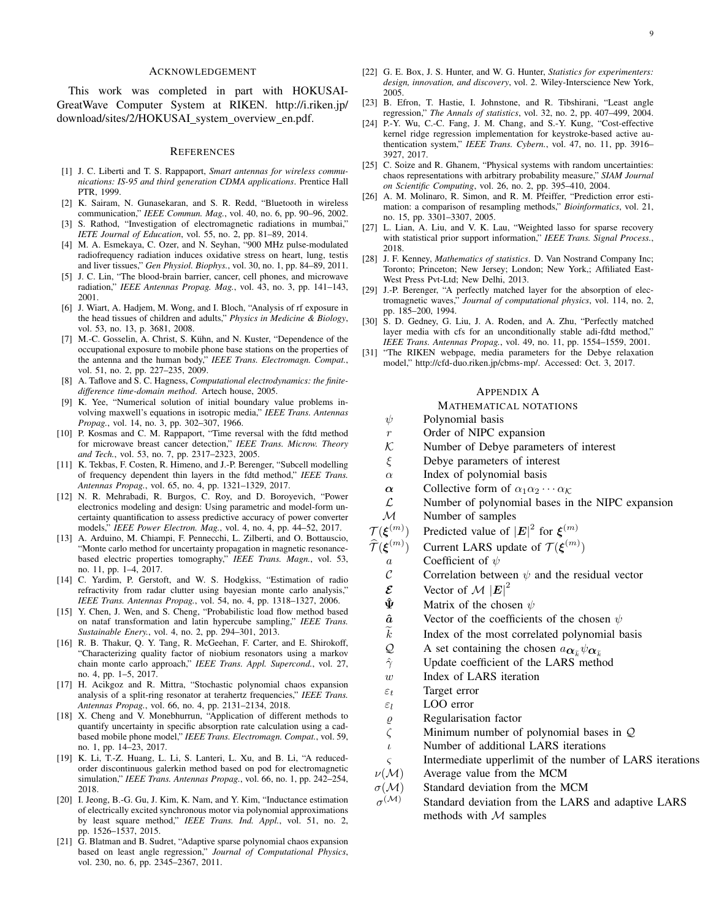## Acknowledgement

This work was completed in part with HOKUSAI-GreatWave Computer System at RIKEN. http://i.riken.jp/download/sites/2/HOKUSAI_system_overview_en.pdf.

## References

[1] J. C. Liberti and T. S. Rappaport, *Smart antennas for wireless communications: IS-95 and third generation CDMA applications*. Prentice Hall PTR, 1999.

[2] K. Sairam, N. Gunasekaran, and S. R. Redd, "Bluetooth in wireless communication," *IEEE Commun. Mag.*, vol. 40, no. 6, pp. 90–96, 2002.

[3] S. Rathod, "Investigation of electromagnetic radiations in mumbai," *IETE Journal of Education*, vol. 55, no. 2, pp. 81–89, 2014.

[4] M. A. Esmekaya, C. Ozer, and N. Seyhan, "900 MHz pulse-modulated radiofrequency radiation induces oxidative stress on heart, lung, testis and liver tissues," *Gen Physiol. Biophys.*, vol. 30, no. 1, pp. 84–89, 2011.

[5] J. C. Lin, "The blood-brain barrier, cancer, cell phones, and microwave radiation," *IEEE Antennas Propag. Mag.*, vol. 43, no. 3, pp. 141–143, 2001.

[6] J. Wiart, A. Hadjem, M. Wong, and I. Bloch, "Analysis of rf exposure in the head tissues of children and adults," *Physics in Medicine & Biology*, vol. 53, no. 13, p. 3681, 2008.

[7] M.-C. Gosselin, A. Christ, S. Kühn, and N. Kuster, "Dependence of the occupational exposure to mobile phone base stations on the properties of the antenna and the human body," *IEEE Trans. Electromagn. Compat.*, vol. 51, no. 2, pp. 227–235, 2009.

[8] A. Taflove and S. C. Hagness, *Computational electrodynamics: the finite-difference time-domain method*. Artech house, 2005.

[9] K. Yee, "Numerical solution of initial boundary value problems involving maxwell's equations in isotropic media," *IEEE Trans. Antennas Propag.*, vol. 14, no. 3, pp. 302–307, 1966.

[10] P. Kosmas and C. M. Rappaport, "Time reversal with the fdtd method for microwave breast cancer detection," *IEEE Trans. Microw. Theory and Tech.*, vol. 53, no. 7, pp. 2317–2323, 2005.

[11] K. Tekbas, F. Costen, R. Himeno, and J.-P. Berenger, "Subcell modelling of frequency dependent thin layers in the fdtd method," *IEEE Trans. Antennas Propag.*, vol. 65, no. 4, pp. 1321–1329, 2017.

[12] N. R. Mehrabadi, R. Burgos, C. Roy, and D. Boroyevich, "Power electronics modeling and design: Using parametric and model-form uncertainty quantification to assess predictive accuracy of power converter models," *IEEE Power Electron. Mag.*, vol. 4, no. 4, pp. 44–52, 2017.

[13] A. Arduino, M. Chiampi, F. Pennecchi, L. Zilberti, and O. Bottauscio, "Monte carlo method for uncertainty propagation in magnetic resonance-based electric properties tomography," *IEEE Trans. Magn.*, vol. 53, no. 11, pp. 1–4, 2017.

[14] C. Yardim, P. Gerstoft, and W. S. Hodgkiss, "Estimation of radio refractivity from radar clutter using bayesian monte carlo analysis," *IEEE Trans. Antennas Propag.*, vol. 54, no. 4, pp. 1318–1327, 2006.

[15] Y. Chen, J. Wen, and S. Cheng, "Probabilistic load flow method based on nataf transformation and latin hypercube sampling," *IEEE Trans. Sustainable Enery.*, vol. 4, no. 2, pp. 294–301, 2013.

[16] R. B. Thakur, Q. Y. Tang, R. McGeehan, F. Carter, and E. Shirokoff, "Characterizing quality factor of niobium resonators using a markov chain monte carlo approach," *IEEE Trans. Appl. Supercond.*, vol. 27, no. 4, pp. 1–5, 2017.

[17] H. Acikgoz and R. Mittra, "Stochastic polynomial chaos expansion analysis of a split-ring resonator at terahertz frequencies," *IEEE Trans. Antennas Propag.*, vol. 66, no. 4, pp. 2131–2134, 2018.

[18] X. Cheng and V. Monebhurrun, "Application of different methods to quantify uncertainty in specific absorption rate calculation using a cad-based mobile phone model," *IEEE Trans. Electromagn. Compat.*, vol. 59, no. 1, pp. 14–23, 2017.

[19] K. Li, T.-Z. Huang, L. Li, S. Lanteri, L. Xu, and B. Li, "A reduced-order discontinuous galerkin method based on pod for electromagnetic simulation," *IEEE Trans. Antennas Propag.*, vol. 66, no. 1, pp. 242–254, 2018.

[20] I. Jeong, B.-G. Gu, J. Kim, K. Nam, and Y. Kim, "Inductance estimation of electrically excited synchronous motor via polynomial approximations by least square method," *IEEE Trans. Ind. Appl.*, vol. 51, no. 2, pp. 1526–1537, 2015.

[21] G. Blatman and B. Sudret, "Adaptive sparse polynomial chaos expansion based on least angle regression," *Journal of Computational Physics*, vol. 230, no. 6, pp. 2345–2367, 2011.

[22] G. E. Box, J. S. Hunter, and W. G. Hunter, *Statistics for experimenters: design, innovation, and discovery*, vol. 2. Wiley-Interscience New York, 2005.

[23] B. Efron, T. Hastie, I. Johnstone, and R. Tibshirani, "Least angle regression," *The Annals of statistics*, vol. 32, no. 2, pp. 407–499, 2004.

[24] P.-Y. Wu, C.-C. Fang, J. M. Chang, and S.-Y. Kung, "Cost-effective kernel ridge regression implementation for keystroke-based active authentication system," *IEEE Trans. Cybern.*, vol. 47, no. 11, pp. 3916–3927, 2017.

[25] C. Soize and R. Ghanem, "Physical systems with random uncertainties: chaos representations with arbitrary probability measure," *SIAM Journal on Scientific Computing*, vol. 26, no. 2, pp. 395–410, 2004.

[26] A. M. Molinaro, R. Simon, and R. M. Pfeiffer, "Prediction error estimation: a comparison of resampling methods," *Bioinformatics*, vol. 21, no. 15, pp. 3301–3307, 2005.

[27] L. Lian, A. Liu, and V. K. Lau, "Weighted lasso for sparse recovery with statistical prior support information," *IEEE Trans. Signal Process.*, 2018.

[28] J. F. Kenney, *Mathematics of statistics*. D. Van Nostrand Company Inc; Toronto; Princeton; New Jersey; London; New York,; Affiliated East-West Press Pvt-Ltd; New Delhi, 2013.

[29] J.-P. Berenger, "A perfectly matched layer for the absorption of electromagnetic waves," *Journal of computational physics*, vol. 114, no. 2, pp. 185–200, 1994.

[30] S. D. Gedney, G. Liu, J. A. Roden, and A. Zhu, "Perfectly matched layer media with cfs for an unconditionally stable adi-fdtd method," *IEEE Trans. Antennas Propag.*, vol. 49, no. 11, pp. 1554–1559, 2001.

[31] "The RIKEN webpage, media parameters for the Debye relaxation model," http://cfd-duo.riken.jp/cbms-mp/. Accessed: Oct. 3, 2017.

## Appendix A
### Mathematical Notations

| | |
|---|---|
| $\psi$ | Polynomial basis |
| $r$ | Order of NIPC expansion |
| $\mathcal{K}$ | Number of Debye parameters of interest |
| $\xi$ | Debye parameters of interest |
| $\alpha$ | Index of polynomial basis |
| $\boldsymbol{\alpha}$ | Collective form of $\alpha_1\alpha_2\cdots\alpha_{\mathcal{K}}$ |
| $\mathcal{L}$ | Number of polynomial bases in the NIPC expansion |
| $\mathcal{M}$ | Number of samples |
| $\mathcal{T}(\boldsymbol{\xi}^{(m)})$ | Predicted value of $\lvert\boldsymbol{E}\rvert^2$ for $\boldsymbol{\xi}^{(m)}$ |
| $\widehat{\mathcal{T}}(\boldsymbol{\xi}^{(m)})$ | Current LARS update of $\mathcal{T}(\boldsymbol{\xi}^{(m)})$ |
| $a$ | Coefficient of $\psi$ |
| $\mathcal{C}$ | Correlation between $\psi$ and the residual vector |
| $\boldsymbol{\mathcal{E}}$ | Vector of $\mathcal{M}$ $\lvert\boldsymbol{E}\rvert^2$ |
| $\hat{\boldsymbol{\Psi}}$ | Matrix of the chosen $\psi$ |
| $\hat{\boldsymbol{a}}$ | Vector of the coefficients of the chosen $\psi$ |
| $\widetilde{k}$ | Index of the most correlated polynomial basis |
| $\mathcal{Q}$ | A set containing the chosen $a_{\boldsymbol{\alpha}_{\widetilde{k}}}\psi_{\boldsymbol{\alpha}_{\widetilde{k}}}$ |
| $\hat{\gamma}$ | Update coefficient of the LARS method |
| $w$ | Index of LARS iteration |
| $\varepsilon_t$ | Target error |
| $\varepsilon_l$ | LOO error |
| $\varrho$ | Regularisation factor |
| $\zeta$ | Minimum number of polynomial bases in $\mathcal{Q}$ |
| $\iota$ | Number of additional LARS iterations |
| $\varsigma$ | Intermediate upperlimit of the number of LARS iterations |
| $\nu(\mathcal{M})$ | Average value from the MCM |
| $\sigma(\mathcal{M})$ | Standard deviation from the MCM |
| $\sigma^{(\mathcal{M})}$ | Standard deviation from the LARS and adaptive LARS methods with $\mathcal{M}$ samples |